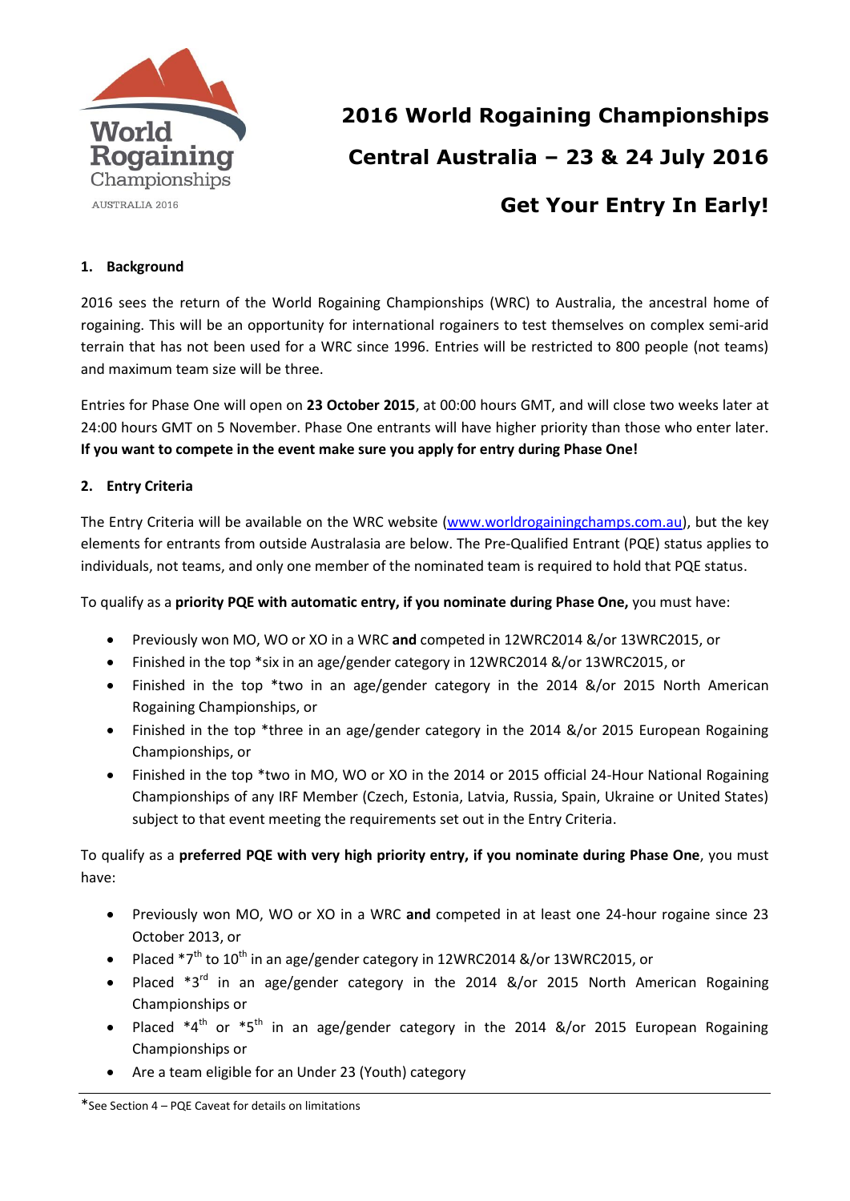World Rogaining Championships AUSTRALIA 2016

# 2016 World Rogaining Championships

# Central Australia – 23 & 24 July 2016

# Get Your Entry In Early!

## 1. Background

2016 sees the return of the World Rogaining Championships (WRC) to Australia, the ancestral home of rogaining. This will be an opportunity for international rogainers to test themselves on complex semi-arid terrain that has not been used for a WRC since 1996. Entries will be restricted to 800 people (not teams) and maximum team size will be three.

Entries for Phase One will open on **23 October 2015**, at 00:00 hours GMT, and will close two weeks later at 24:00 hours GMT on 5 November. Phase One entrants will have higher priority than those who enter later. **If you want to compete in the event make sure you apply for entry during Phase One!**

## 2. Entry Criteria

The Entry Criteria will be available on the WRC website (www.worldrogainingchamps.com.au), but the key elements for entrants from outside Australasia are below. The Pre-Qualified Entrant (PQE) status applies to individuals, not teams, and only one member of the nominated team is required to hold that PQE status.

To qualify as a **priority PQE with automatic entry, if you nominate during Phase One,** you must have:

- Previously won MO, WO or XO in a WRC **and** competed in 12WRC2014 &/or 13WRC2015, or
- Finished in the top *six in an age/gender category in 12WRC2014 &/or 13WRC2015, or
- Finished in the top *two in an age/gender category in the 2014 &/or 2015 North American Rogaining Championships, or
- Finished in the top *three in an age/gender category in the 2014 &/or 2015 European Rogaining Championships, or
- Finished in the top *two in MO, WO or XO in the 2014 or 2015 official 24-Hour National Rogaining Championships of any IRF Member (Czech, Estonia, Latvia, Russia, Spain, Ukraine or United States) subject to that event meeting the requirements set out in the Entry Criteria.

To qualify as a **preferred PQE with very high priority entry, if you nominate during Phase One**, you must have:

- Previously won MO, WO or XO in a WRC **and** competed in at least one 24-hour rogaine since 23 October 2013, or
- Placed *7th to 10th in an age/gender category in 12WRC2014 &/or 13WRC2015, or
- Placed *3rd in an age/gender category in the 2014 &/or 2015 North American Rogaining Championships or
- Placed *4th or *5th in an age/gender category in the 2014 &/or 2015 European Rogaining Championships or
- Are a team eligible for an Under 23 (Youth) category

*See Section 4 – PQE Caveat for details on limitations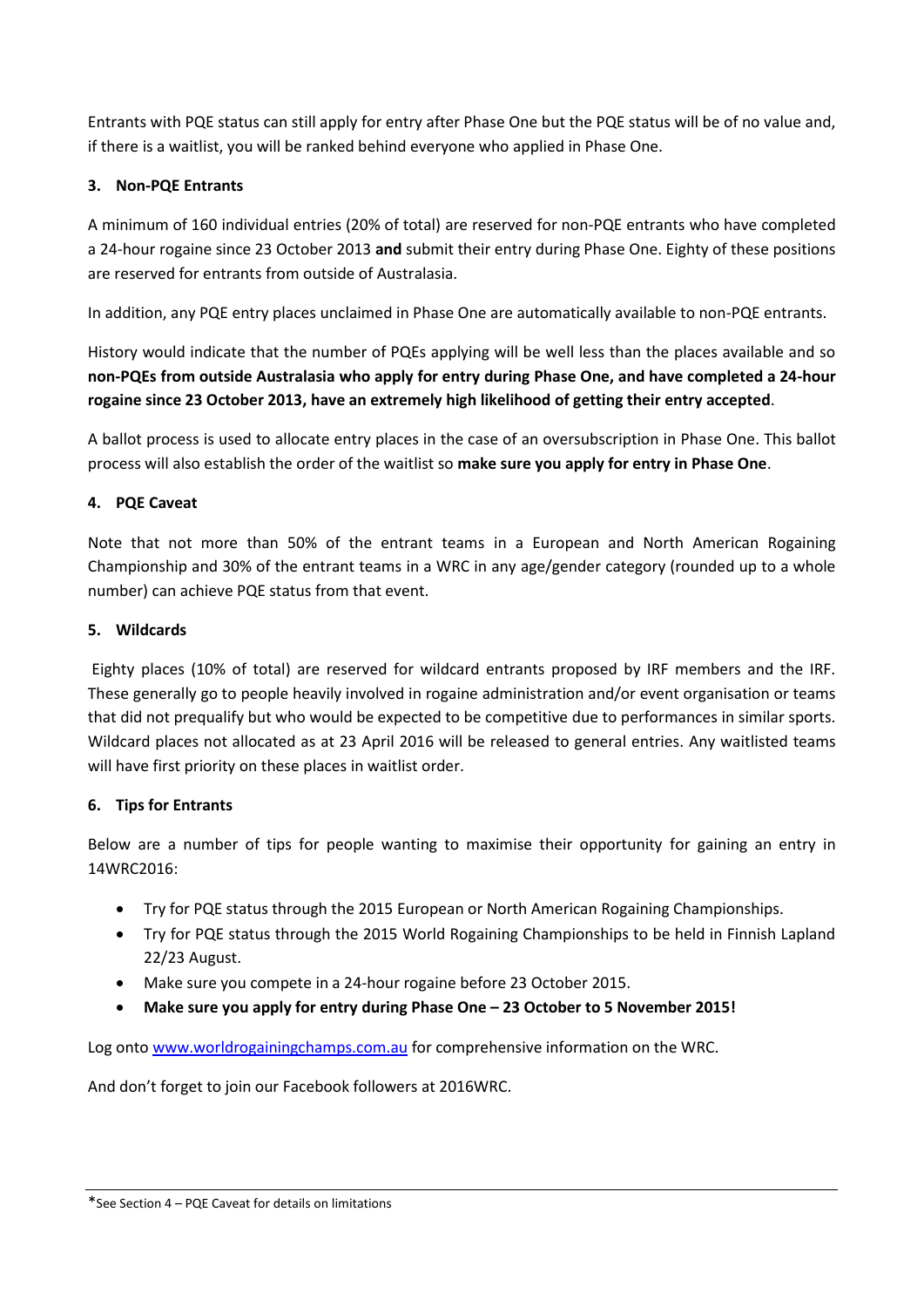Entrants with PQE status can still apply for entry after Phase One but the PQE status will be of no value and, if there is a waitlist, you will be ranked behind everyone who applied in Phase One.

### 3. Non-PQE Entrants

A minimum of 160 individual entries (20% of total) are reserved for non-PQE entrants who have completed a 24-hour rogaine since 23 October 2013 **and** submit their entry during Phase One. Eighty of these positions are reserved for entrants from outside of Australasia.

In addition, any PQE entry places unclaimed in Phase One are automatically available to non-PQE entrants.

History would indicate that the number of PQEs applying will be well less than the places available and so **non-PQEs from outside Australasia who apply for entry during Phase One, and have completed a 24-hour rogaine since 23 October 2013, have an extremely high likelihood of getting their entry accepted**.

A ballot process is used to allocate entry places in the case of an oversubscription in Phase One. This ballot process will also establish the order of the waitlist so **make sure you apply for entry in Phase One**.

### 4. PQE Caveat

Note that not more than 50% of the entrant teams in a European and North American Rogaining Championship and 30% of the entrant teams in a WRC in any age/gender category (rounded up to a whole number) can achieve PQE status from that event.

### 5. Wildcards

Eighty places (10% of total) are reserved for wildcard entrants proposed by IRF members and the IRF. These generally go to people heavily involved in rogaine administration and/or event organisation or teams that did not prequalify but who would be expected to be competitive due to performances in similar sports. Wildcard places not allocated as at 23 April 2016 will be released to general entries. Any waitlisted teams will have first priority on these places in waitlist order.

### 6. Tips for Entrants

Below are a number of tips for people wanting to maximise their opportunity for gaining an entry in 14WRC2016:

- Try for PQE status through the 2015 European or North American Rogaining Championships.
- Try for PQE status through the 2015 World Rogaining Championships to be held in Finnish Lapland 22/23 August.
- Make sure you compete in a 24-hour rogaine before 23 October 2015.
- **Make sure you apply for entry during Phase One – 23 October to 5 November 2015!**

Log onto [www.worldrogainingchamps.com.au](http://www.worldrogainingchamps.com.au) for comprehensive information on the WRC.

And don't forget to join our Facebook followers at 2016WRC.

*See Section 4 – PQE Caveat for details on limitations